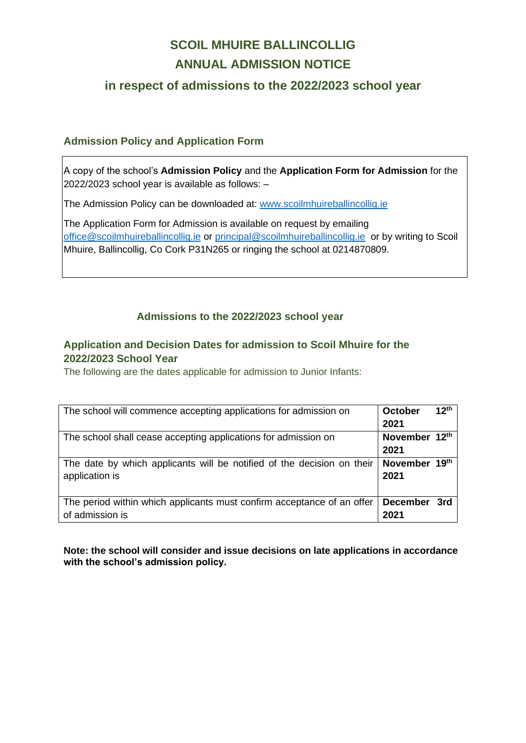# SCOIL MHUIRE BALLINCOLLIG

# ANNUAL ADMISSION NOTICE

## in respect of admissions to the 2022/2023 school year

### Admission Policy and Application Form

A copy of the school's **Admission Policy** and the **Application Form for Admission** for the 2022/2023 school year is available as follows: –

The Admission Policy can be downloaded at: www.scoilmhuireballincollig.ie

The Application Form for Admission is available on request by emailing office@scoilmhuireballincollig.ie or principal@scoilmhuireballincollig.ie or by writing to Scoil Mhuire, Ballincollig, Co Cork P31N265 or ringing the school at 0214870809.

### Admissions to the 2022/2023 school year

### Application and Decision Dates for admission to Scoil Mhuire for the 2022/2023 School Year

The following are the dates applicable for admission to Junior Infants:

| | |
|---|---|
| The school will commence accepting applications for admission on | **October 12th 2021** |
| The school shall cease accepting applications for admission on | **November 12th 2021** |
| The date by which applicants will be notified of the decision on their application is | **November 19th 2021** |
| The period within which applicants must confirm acceptance of an offer of admission is | **December 3rd 2021** |

**Note: the school will consider and issue decisions on late applications in accordance with the school's admission policy.**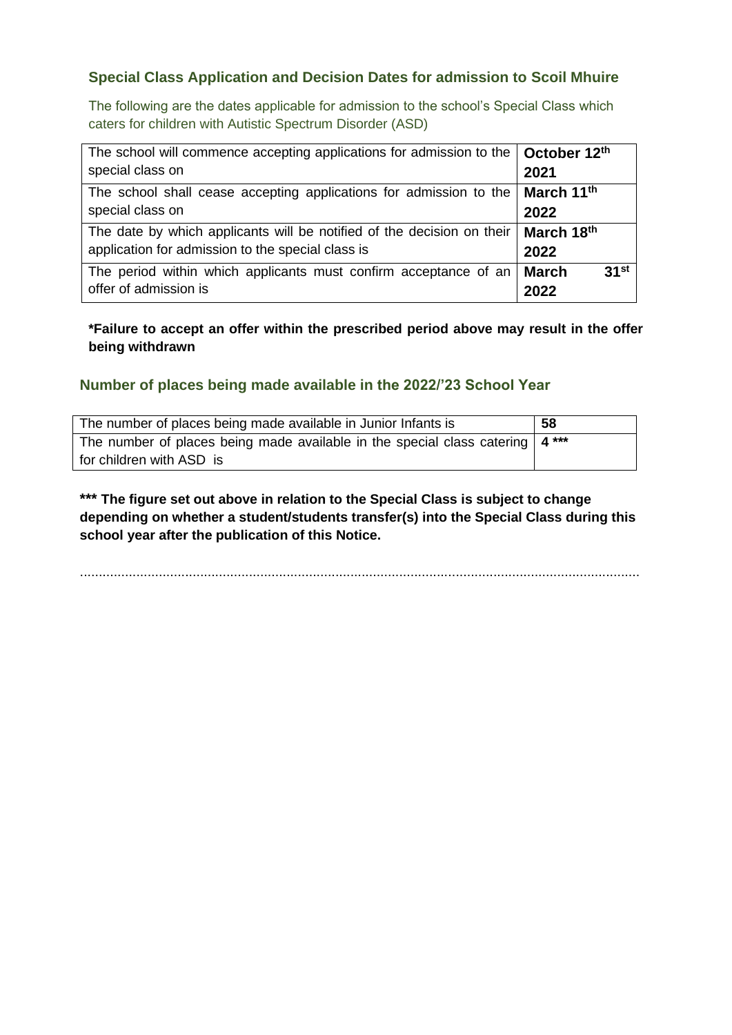## Special Class Application and Decision Dates for admission to Scoil Mhuire

The following are the dates applicable for admission to the school's Special Class which caters for children with Autistic Spectrum Disorder (ASD)

| | |
|---|---|
| The school will commence accepting applications for admission to the special class on | **October 12th 2021** |
| The school shall cease accepting applications for admission to the special class on | **March 11th 2022** |
| The date by which applicants will be notified of the decision on their application for admission to the special class is | **March 18th 2022** |
| The period within which applicants must confirm acceptance of an offer of admission is | **March 31st 2022** |

**\*Failure to accept an offer within the prescribed period above may result in the offer being withdrawn**

## Number of places being made available in the 2022/'23 School Year

| | |
|---|---|
| The number of places being made available in Junior Infants is | **58** |
| The number of places being made available in the special class catering for children with ASD is | **4 \*\*\*** |

**\*\*\* The figure set out above in relation to the Special Class is subject to change depending on whether a student/students transfer(s) into the Special Class during this school year after the publication of this Notice.**

.......................................................................................................................................................